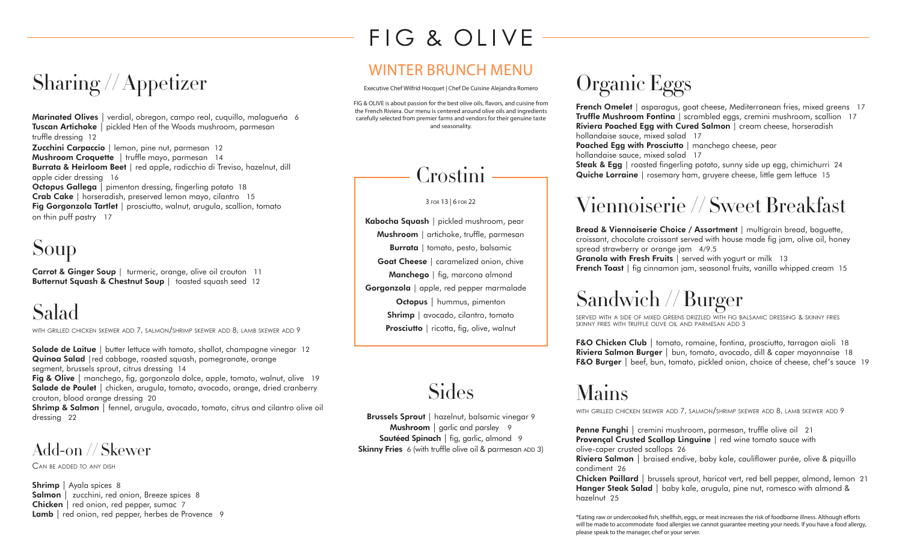# FIG & OLIVE

## WINTER BRUNCH MENU

Executive Chef Wilfrid Hocquet | Chef De Cuisine Alejandra Romero

FIG & OLIVE is about passion for the best olive oils, flavors, and cuisine from the French Riviera. Our menu is centered around olive oils and ingredients carefully selected from premier farms and vendors for their genuine taste and seasonality.

## Sharing // Appetizer

**Marinated Olives** | verdial, obregon, campo real, cuquillo, malagueña 6
**Tuscan Artichoke** | pickled Hen of the Woods mushroom, parmesan truffle dressing 12
**Zucchini Carpaccio** | lemon, pine nut, parmesan 12
**Mushroom Croquette** | truffle mayo, parmesan 14
**Burrata & Heirloom Beet** | red apple, radicchio di Treviso, hazelnut, dill apple cider dressing 16
**Octopus Gallega** | pimenton dressing, fingerling potato 18
**Crab Cake** | horseradish, preserved lemon mayo, cilantro 15
**Fig Gorgonzola Tartlet** | prosciutto, walnut, arugula, scallion, tomato on thin puff pastry 17

## Soup

**Carrot & Ginger Soup** | turmeric, orange, olive oil crouton 11
**Butternut Squash & Chestnut Soup** | toasted squash seed 12

## Salad

WITH GRILLED CHICKEN SKEWER ADD 7, SALMON/SHRIMP SKEWER ADD 8, LAMB SKEWER ADD 9

**Salade de Laitue** | butter lettuce with tomato, shallot, champagne vinegar 12
**Quinoa Salad** |red cabbage, roasted squash, pomegranate, orange segment, brussels sprout, citrus dressing 14
**Fig & Olive** | manchego, fig, gorgonzola dolce, apple, tomato, walnut, olive 19
**Salade de Poulet** | chicken, arugula, tomato, avocado, orange, dried cranberry crouton, blood orange dressing 20
**Shrimp & Salmon** | fennel, arugula, avocado, tomato, citrus and cilantro olive oil dressing 22

## Add-on // Skewer

CAN BE ADDED TO ANY DISH

**Shrimp** | Ayala spices 8
**Salmon** | zucchini, red onion, Breeze spices 8
**Chicken** | red onion, red pepper, sumac 7
**Lamb** | red onion, red pepper, herbes de Provence 9

## Crostini

3 FOR 13 | 6 FOR 22

**Kabocha Squash** | pickled mushroom, pear
**Mushroom** | artichoke, truffle, parmesan
**Burrata** | tomato, pesto, balsamic
**Goat Cheese** | caramelized onion, chive
**Manchego** | fig, marcona almond
**Gorgonzola** | apple, red pepper marmalade
**Octopus** | hummus, pimenton
**Shrimp** | avocado, cilantro, tomato
**Prosciutto** | ricotta, fig, olive, walnut

## Sides

**Brussels Sprout** | hazelnut, balsamic vinegar 9
**Mushroom** | garlic and parsley 9
**Sautéed Spinach** | fig, garlic, almond 9
**Skinny Fries** 6 (with truffle olive oil & parmesan ADD 3)

## Organic Eggs

**French Omelet** | asparagus, goat cheese, Mediterranean fries, mixed greens 17
**Truffle Mushroom Fontina** | scrambled eggs, cremini mushroom, scallion 17
**Riviera Poached Egg with Cured Salmon** | cream cheese, horseradish hollandaise sauce, mixed salad 17
**Poached Egg with Prosciutto** | manchego cheese, pear hollandaise sauce, mixed salad 17
**Steak & Egg** | roasted fingerling potato, sunny side up egg, chimichurri 24
**Quiche Lorraine** | rosemary ham, gruyere cheese, little gem lettuce 15

## Viennoiserie // Sweet Breakfast

**Bread & Viennoiserie Choice / Assortment** | multigrain bread, baguette, croissant, chocolate croissant served with house made fig jam, olive oil, honey spread strawberry or orange jam 4/9.5
**Granola with Fresh Fruits** | served with yogurt or milk 13
**French Toast** | fig cinnamon jam, seasonal fruits, vanilla whipped cream 15

## Sandwich // Burger

SERVED WITH A SIDE OF MIXED GREENS DRIZZLED WITH FIG BALSAMIC DRESSING & SKINNY FRIES
SKINNY FRIES WITH TRUFFLE OLIVE OIL AND PARMESAN ADD 3

**F&O Chicken Club** | tomato, romaine, fontina, prosciutto, tarragon aioli 18
**Riviera Salmon Burger** | bun, tomato, avocado, dill & caper mayonnaise 18
**F&O Burger** | beef, bun, tomato, pickled onion, choice of cheese, chef's sauce 19

## Mains

WITH GRILLED CHICKEN SKEWER ADD 7, SALMON/SHRIMP SKEWER ADD 8, LAMB SKEWER ADD 9

**Penne Funghi** | cremini mushroom, parmesan, truffle olive oil 21
**Provençal Crusted Scallop Linguine** | red wine tomato sauce with olive-caper crusted scallops 26
**Riviera Salmon** | braised endive, baby kale, cauliflower purée, olive & piquillo condiment 26
**Chicken Paillard** | brussels sprout, haricot vert, red bell pepper, almond, lemon 21
**Hanger Steak Salad** | baby kale, arugula, pine nut, romesco with almond & hazelnut 25

*Eating raw or undercooked fish, shellfish, eggs, or meat increases the risk of foodborne illness. Although efforts will be made to accommodate food allergies we cannot guarantee meeting your needs. If you have a food allergy, please speak to the manager, chef or your server.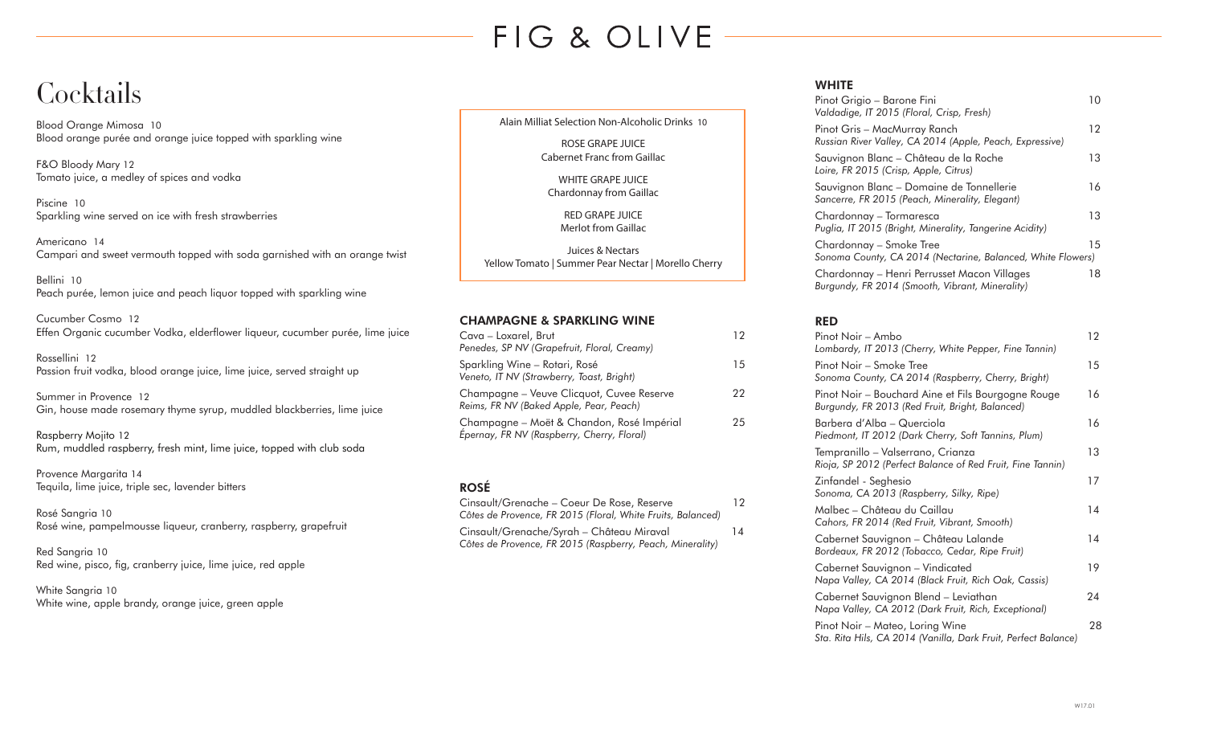# FIG & OLIVE

## Cocktails

Blood Orange Mimosa 10
Blood orange purée and orange juice topped with sparkling wine

F&O Bloody Mary 12
Tomato juice, a medley of spices and vodka

Piscine 10
Sparkling wine served on ice with fresh strawberries

Americano 14
Campari and sweet vermouth topped with soda garnished with an orange twist

Bellini 10
Peach purée, lemon juice and peach liquor topped with sparkling wine

Cucumber Cosmo 12
Effen Organic cucumber Vodka, elderflower liqueur, cucumber purée, lime juice

Rossellini 12
Passion fruit vodka, blood orange juice, lime juice, served straight up

Summer in Provence 12
Gin, house made rosemary thyme syrup, muddled blackberries, lime juice

Raspberry Mojito 12
Rum, muddled raspberry, fresh mint, lime juice, topped with club soda

Provence Margarita 14
Tequila, lime juice, triple sec, lavender bitters

Rosé Sangria 10
Rosé wine, pampelmousse liqueur, cranberry, raspberry, grapefruit

Red Sangria 10
Red wine, pisco, fig, cranberry juice, lime juice, red apple

White Sangria 10
White wine, apple brandy, orange juice, green apple

---

Alain Milliat Selection Non-Alcoholic Drinks 10

ROSE GRAPE JUICE
Cabernet Franc from Gaillac

WHITE GRAPE JUICE
Chardonnay from Gaillac

RED GRAPE JUICE
Merlot from Gaillac

Juices & Nectars
Yellow Tomato | Summer Pear Nectar | Morello Cherry

---

### CHAMPAGNE & SPARKLING WINE

| | |
|---|---|
| Cava – Loxarel, Brut<br>*Penedes, SP NV (Grapefruit, Floral, Creamy)* | 12 |
| Sparkling Wine – Rotari, Rosé<br>*Veneto, IT NV (Strawberry, Toast, Bright)* | 15 |
| Champagne – Veuve Clicquot, Cuvee Reserve<br>*Reims, FR NV (Baked Apple, Pear, Peach)* | 22 |
| Champagne – Moët & Chandon, Rosé Impérial<br>*Épernay, FR NV (Raspberry, Cherry, Floral)* | 25 |

### ROSÉ

| | |
|---|---|
| Cinsault/Grenache – Coeur De Rose, Reserve<br>*Côtes de Provence, FR 2015 (Floral, White Fruits, Balanced)* | 12 |
| Cinsault/Grenache/Syrah – Château Miraval<br>*Côtes de Provence, FR 2015 (Raspberry, Peach, Minerality)* | 14 |

### WHITE

| | |
|---|---|
| Pinot Grigio – Barone Fini<br>*Valdadige, IT 2015 (Floral, Crisp, Fresh)* | 10 |
| Pinot Gris – MacMurray Ranch<br>*Russian River Valley, CA 2014 (Apple, Peach, Expressive)* | 12 |
| Sauvignon Blanc – Château de la Roche<br>*Loire, FR 2015 (Crisp, Apple, Citrus)* | 13 |
| Sauvignon Blanc – Domaine de Tonnellerie<br>*Sancerre, FR 2015 (Peach, Minerality, Elegant)* | 16 |
| Chardonnay – Tormaresca<br>*Puglia, IT 2015 (Bright, Minerality, Tangerine Acidity)* | 13 |
| Chardonnay – Smoke Tree<br>*Sonoma County, CA 2014 (Nectarine, Balanced, White Flowers)* | 15 |
| Chardonnay – Henri Perrusset Macon Villages<br>*Burgundy, FR 2014 (Smooth, Vibrant, Minerality)* | 18 |

### RED

| | |
|---|---|
| Pinot Noir – Ambo<br>*Lombardy, IT 2013 (Cherry, White Pepper, Fine Tannin)* | 12 |
| Pinot Noir – Smoke Tree<br>*Sonoma County, CA 2014 (Raspberry, Cherry, Bright)* | 15 |
| Pinot Noir – Bouchard Aine et Fils Bourgogne Rouge<br>*Burgundy, FR 2013 (Red Fruit, Bright, Balanced)* | 16 |
| Barbera d'Alba – Querciola<br>*Piedmont, IT 2012 (Dark Cherry, Soft Tannins, Plum)* | 16 |
| Tempranillo – Valserrano, Crianza<br>*Rioja, SP 2012 (Perfect Balance of Red Fruit, Fine Tannin)* | 13 |
| Zinfandel - Seghesio<br>*Sonoma, CA 2013 (Raspberry, Silky, Ripe)* | 17 |
| Malbec – Château du Caillau<br>*Cahors, FR 2014 (Red Fruit, Vibrant, Smooth)* | 14 |
| Cabernet Sauvignon – Château Lalande<br>*Bordeaux, FR 2012 (Tobacco, Cedar, Ripe Fruit)* | 14 |
| Cabernet Sauvignon – Vindicated<br>*Napa Valley, CA 2014 (Black Fruit, Rich Oak, Cassis)* | 19 |
| Cabernet Sauvignon Blend – Leviathan<br>*Napa Valley, CA 2012 (Dark Fruit, Rich, Exceptional)* | 24 |
| Pinot Noir – Mateo, Loring Wine<br>*Sta. Rita Hils, CA 2014 (Vanilla, Dark Fruit, Perfect Balance)* | 28 |

W17.01